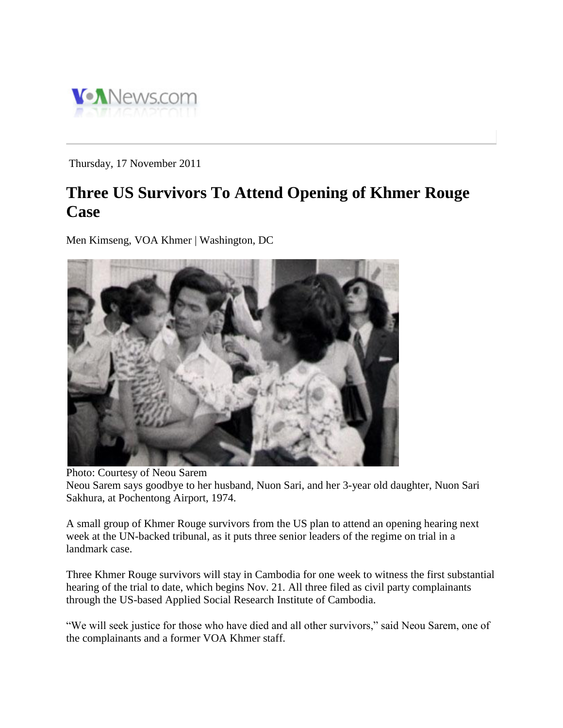Thursday, 17 November 2011

# Three US Survivors To Attend Opening of Khmer Rouge Case

Men Kimseng, VOA Khmer | Washington, DC

Photo: Courtesy of Neou Sarem
Neou Sarem says goodbye to her husband, Nuon Sari, and her 3-year old daughter, Nuon Sari Sakhura, at Pochentong Airport, 1974.

A small group of Khmer Rouge survivors from the US plan to attend an opening hearing next week at the UN-backed tribunal, as it puts three senior leaders of the regime on trial in a landmark case.

Three Khmer Rouge survivors will stay in Cambodia for one week to witness the first substantial hearing of the trial to date, which begins Nov. 21. All three filed as civil party complainants through the US-based Applied Social Research Institute of Cambodia.

"We will seek justice for those who have died and all other survivors," said Neou Sarem, one of the complainants and a former VOA Khmer staff.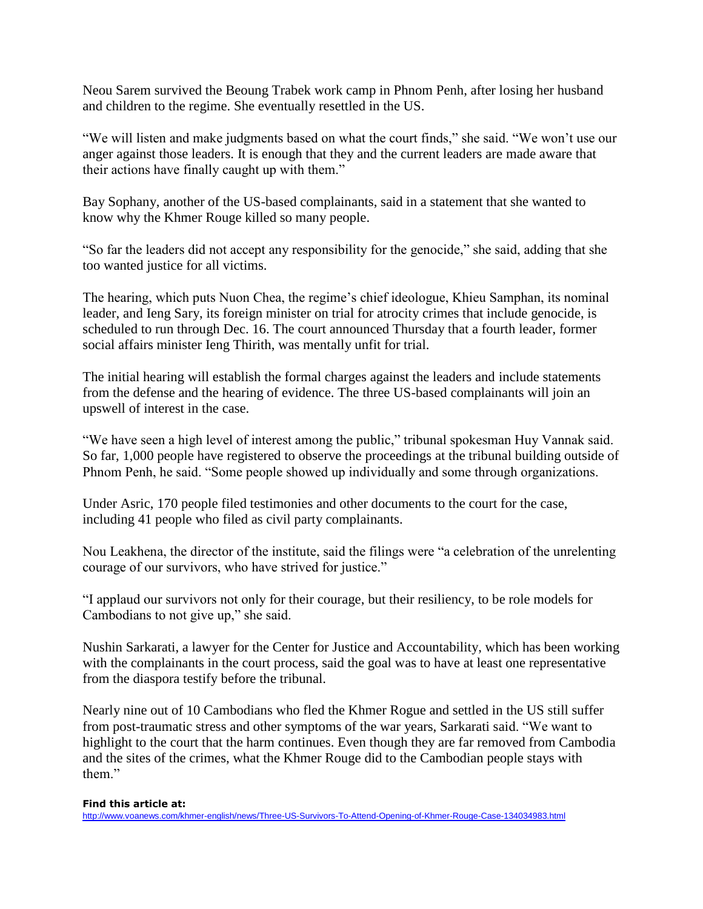Neou Sarem survived the Beoung Trabek work camp in Phnom Penh, after losing her husband and children to the regime. She eventually resettled in the US.

"We will listen and make judgments based on what the court finds," she said. "We won't use our anger against those leaders. It is enough that they and the current leaders are made aware that their actions have finally caught up with them."

Bay Sophany, another of the US-based complainants, said in a statement that she wanted to know why the Khmer Rouge killed so many people.

"So far the leaders did not accept any responsibility for the genocide," she said, adding that she too wanted justice for all victims.

The hearing, which puts Nuon Chea, the regime's chief ideologue, Khieu Samphan, its nominal leader, and Ieng Sary, its foreign minister on trial for atrocity crimes that include genocide, is scheduled to run through Dec. 16. The court announced Thursday that a fourth leader, former social affairs minister Ieng Thirith, was mentally unfit for trial.

The initial hearing will establish the formal charges against the leaders and include statements from the defense and the hearing of evidence. The three US-based complainants will join an upswell of interest in the case.

"We have seen a high level of interest among the public," tribunal spokesman Huy Vannak said. So far, 1,000 people have registered to observe the proceedings at the tribunal building outside of Phnom Penh, he said. "Some people showed up individually and some through organizations.

Under Asric, 170 people filed testimonies and other documents to the court for the case, including 41 people who filed as civil party complainants.

Nou Leakhena, the director of the institute, said the filings were "a celebration of the unrelenting courage of our survivors, who have strived for justice."

"I applaud our survivors not only for their courage, but their resiliency, to be role models for Cambodians to not give up," she said.

Nushin Sarkarati, a lawyer for the Center for Justice and Accountability, which has been working with the complainants in the court process, said the goal was to have at least one representative from the diaspora testify before the tribunal.

Nearly nine out of 10 Cambodians who fled the Khmer Rogue and settled in the US still suffer from post-traumatic stress and other symptoms of the war years, Sarkarati said. "We want to highlight to the court that the harm continues. Even though they are far removed from Cambodia and the sites of the crimes, what the Khmer Rouge did to the Cambodian people stays with them."

**Find this article at:**
http://www.voanews.com/khmer-english/news/Three-US-Survivors-To-Attend-Opening-of-Khmer-Rouge-Case-134034983.html